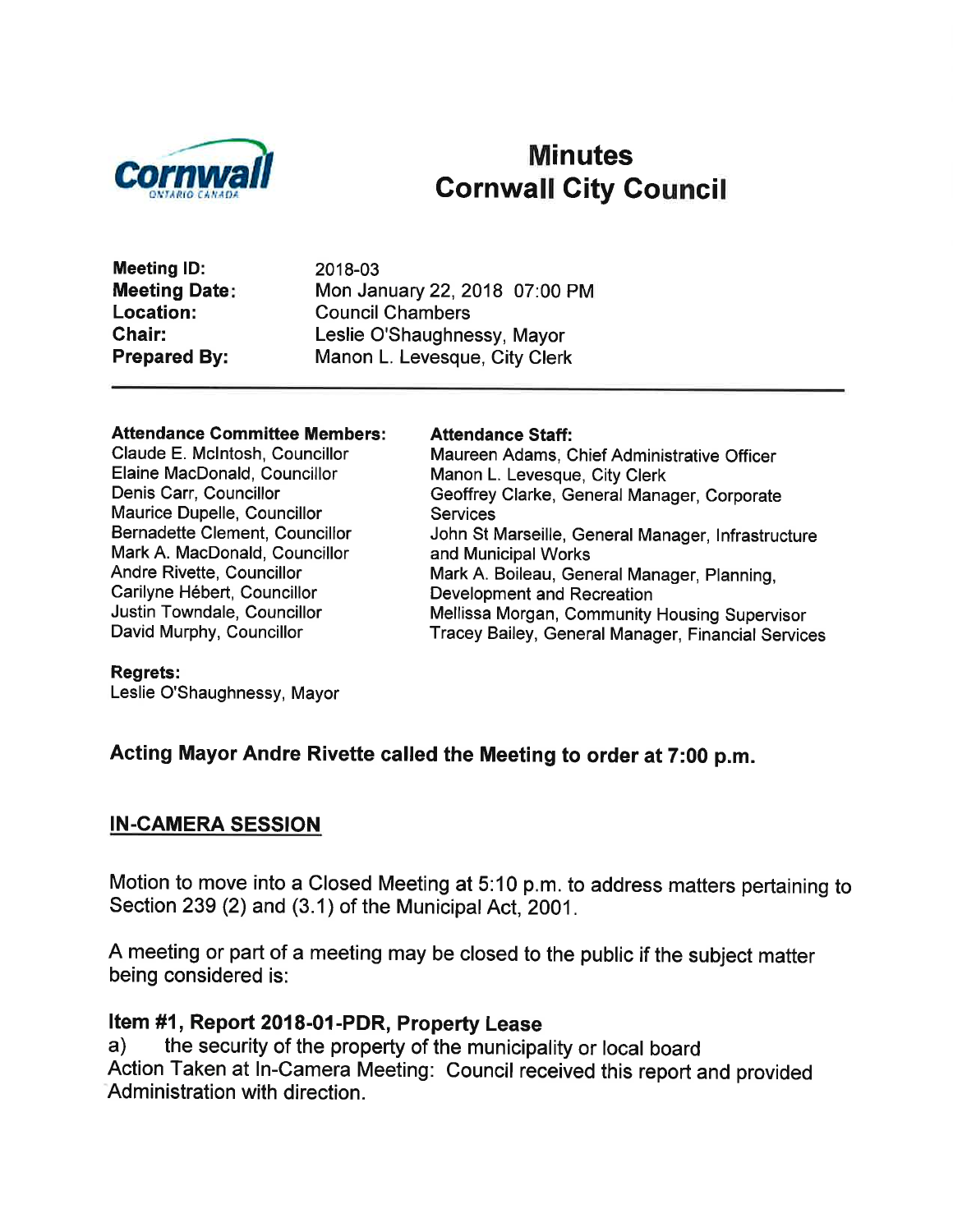Cornwall ONTARIO CANADA

# Minutes
# Cornwall City Council

**Meeting ID:** 2018-03
**Meeting Date:** Mon January 22, 2018 07:00 PM
**Location:** Council Chambers
**Chair:** Leslie O'Shaughnessy, Mayor
**Prepared By:** Manon L. Levesque, City Clerk

---

**Attendance Committee Members:**
Claude E. McIntosh, Councillor
Elaine MacDonald, Councillor
Denis Carr, Councillor
Maurice Dupelle, Councillor
Bernadette Clement, Councillor
Mark A. MacDonald, Councillor
Andre Rivette, Councillor
Carilyne Hébert, Councillor
Justin Towndale, Councillor
David Murphy, Councillor

**Attendance Staff:**
Maureen Adams, Chief Administrative Officer
Manon L. Levesque, City Clerk
Geoffrey Clarke, General Manager, Corporate Services
John St Marseille, General Manager, Infrastructure and Municipal Works
Mark A. Boileau, General Manager, Planning, Development and Recreation
Mellissa Morgan, Community Housing Supervisor
Tracey Bailey, General Manager, Financial Services

**Regrets:**
Leslie O'Shaughnessy, Mayor

**Acting Mayor Andre Rivette called the Meeting to order at 7:00 p.m.**

## IN-CAMERA SESSION

Motion to move into a Closed Meeting at 5:10 p.m. to address matters pertaining to Section 239 (2) and (3.1) of the Municipal Act, 2001.

A meeting or part of a meeting may be closed to the public if the subject matter being considered is:

### Item #1, Report 2018-01-PDR, Property Lease

a) the security of the property of the municipality or local board
Action Taken at In-Camera Meeting: Council received this report and provided Administration with direction.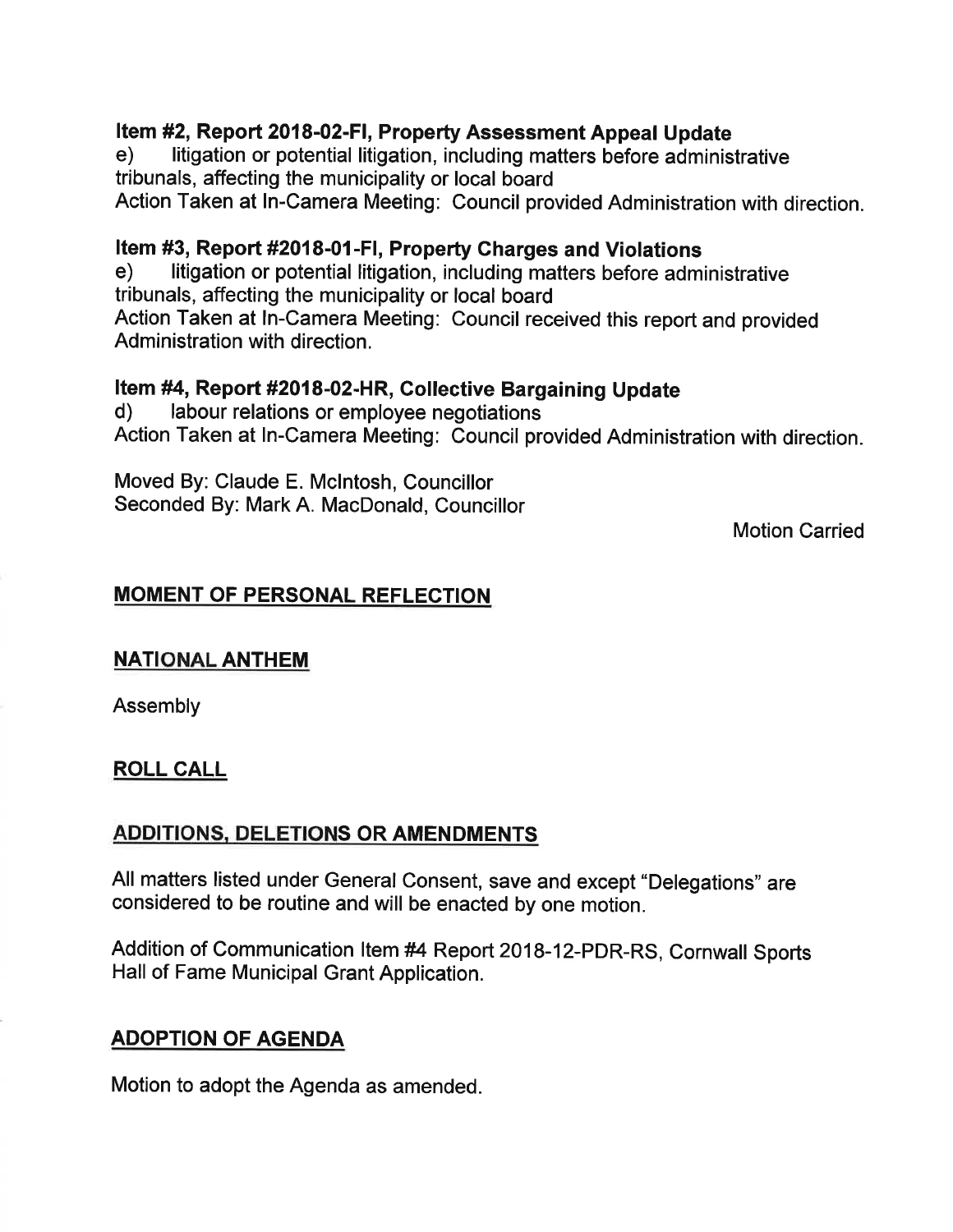### Item #2, Report 2018-02-FI, Property Assessment Appeal Update

e) litigation or potential litigation, including matters before administrative tribunals, affecting the municipality or local board

Action Taken at In-Camera Meeting: Council provided Administration with direction.

### Item #3, Report #2018-01-FI, Property Charges and Violations

e) litigation or potential litigation, including matters before administrative tribunals, affecting the municipality or local board

Action Taken at In-Camera Meeting: Council received this report and provided Administration with direction.

### Item #4, Report #2018-02-HR, Collective Bargaining Update

d) labour relations or employee negotiations

Action Taken at In-Camera Meeting: Council provided Administration with direction.

Moved By: Claude E. McIntosh, Councillor
Seconded By: Mark A. MacDonald, Councillor

Motion Carried

## MOMENT OF PERSONAL REFLECTION

## NATIONAL ANTHEM

Assembly

## ROLL CALL

## ADDITIONS, DELETIONS OR AMENDMENTS

All matters listed under General Consent, save and except "Delegations" are considered to be routine and will be enacted by one motion.

Addition of Communication Item #4 Report 2018-12-PDR-RS, Cornwall Sports Hall of Fame Municipal Grant Application.

## ADOPTION OF AGENDA

Motion to adopt the Agenda as amended.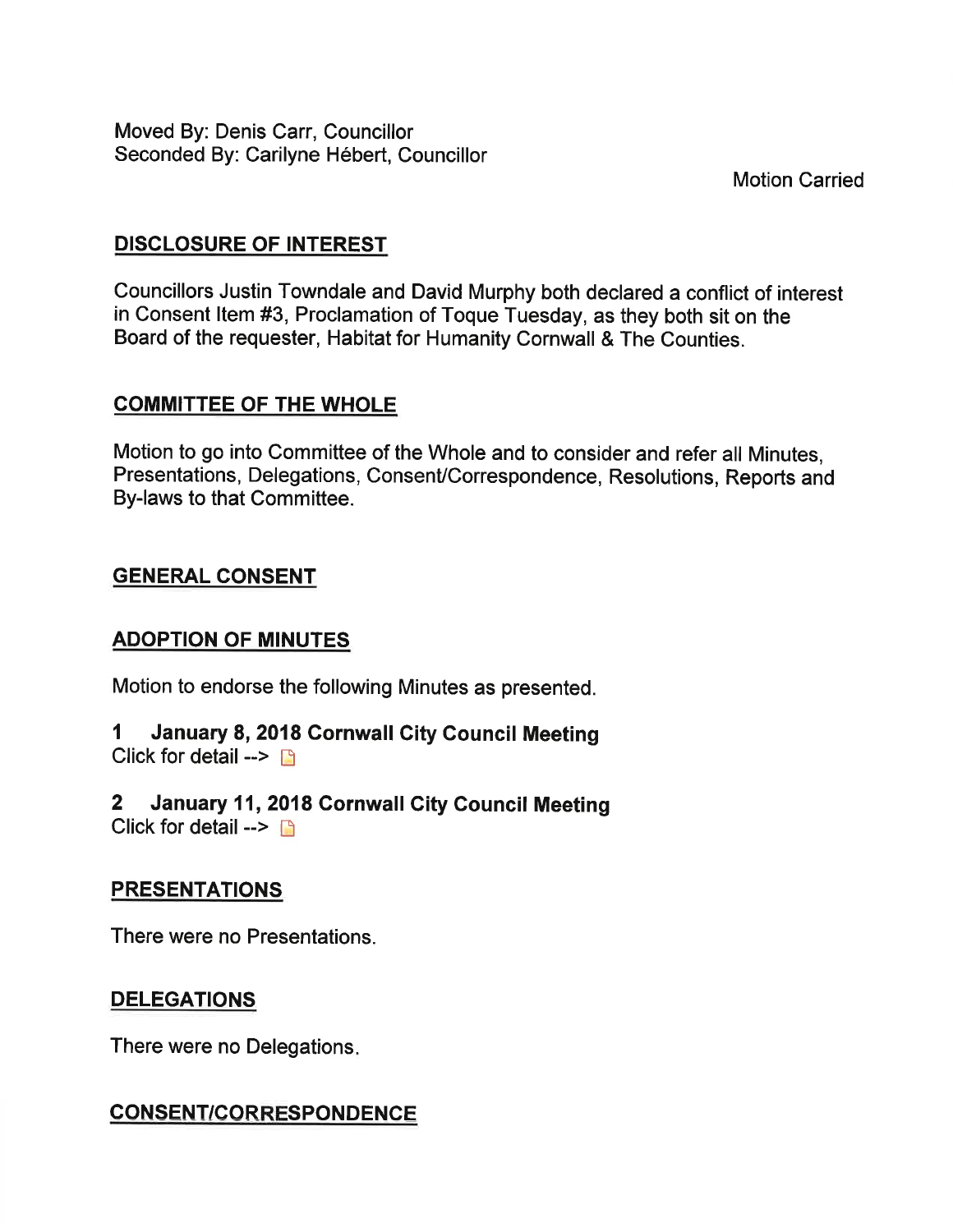Moved By: Denis Carr, Councillor
Seconded By: Carilyne Hébert, Councillor

Motion Carried

## DISCLOSURE OF INTEREST

Councillors Justin Towndale and David Murphy both declared a conflict of interest in Consent Item #3, Proclamation of Toque Tuesday, as they both sit on the Board of the requester, Habitat for Humanity Cornwall & The Counties.

## COMMITTEE OF THE WHOLE

Motion to go into Committee of the Whole and to consider and refer all Minutes, Presentations, Delegations, Consent/Correspondence, Resolutions, Reports and By-laws to that Committee.

## GENERAL CONSENT

## ADOPTION OF MINUTES

Motion to endorse the following Minutes as presented.

**1 January 8, 2018 Cornwall City Council Meeting**
Click for detail -->

**2 January 11, 2018 Cornwall City Council Meeting**
Click for detail -->

## PRESENTATIONS

There were no Presentations.

## DELEGATIONS

There were no Delegations.

## CONSENT/CORRESPONDENCE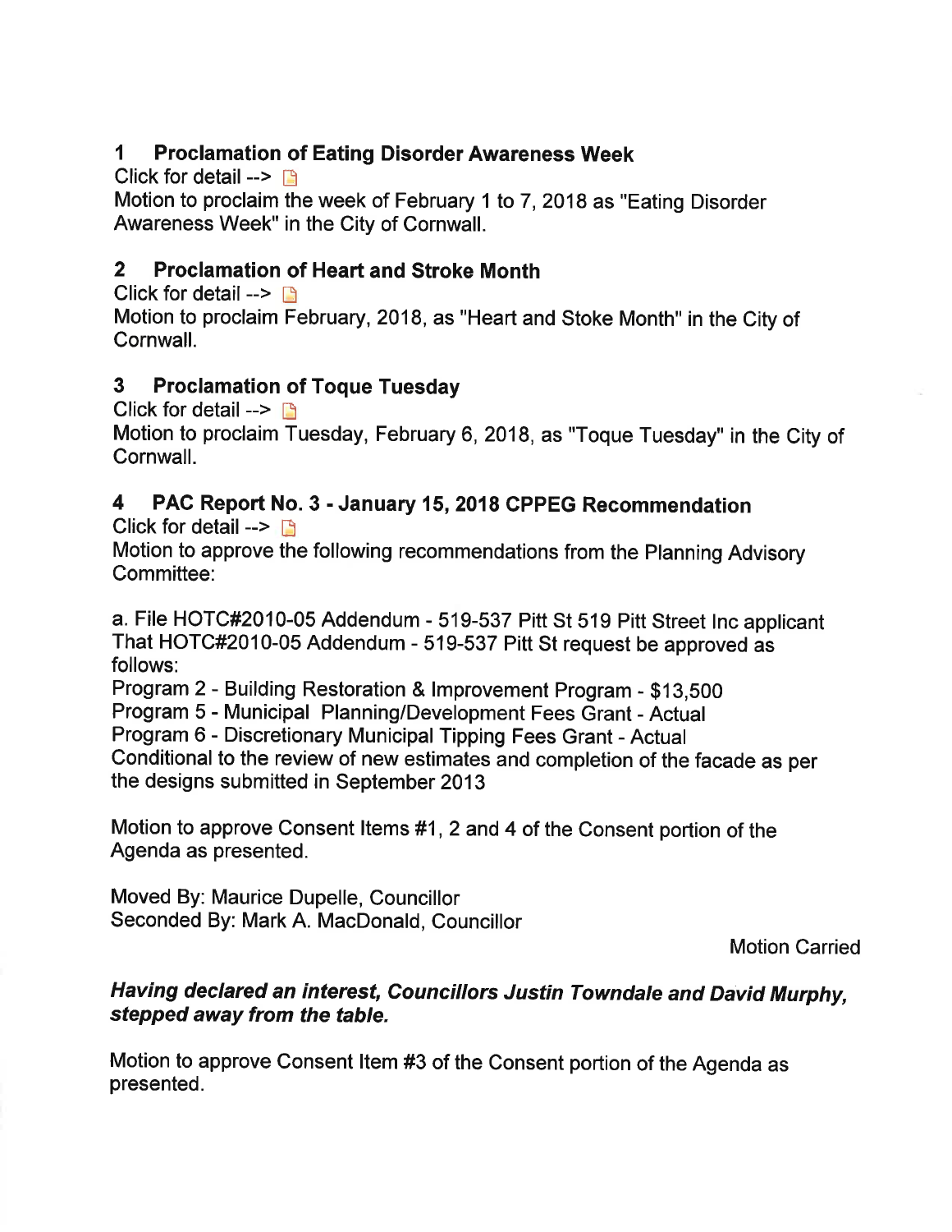## 1 Proclamation of Eating Disorder Awareness Week

Click for detail -->

Motion to proclaim the week of February 1 to 7, 2018 as "Eating Disorder Awareness Week" in the City of Cornwall.

## 2 Proclamation of Heart and Stroke Month

Click for detail -->

Motion to proclaim February, 2018, as "Heart and Stoke Month" in the City of Cornwall.

## 3 Proclamation of Toque Tuesday

Click for detail -->

Motion to proclaim Tuesday, February 6, 2018, as "Toque Tuesday" in the City of Cornwall.

## 4 PAC Report No. 3 - January 15, 2018 CPPEG Recommendation

Click for detail -->

Motion to approve the following recommendations from the Planning Advisory Committee:

a. File HOTC#2010-05 Addendum - 519-537 Pitt St 519 Pitt Street Inc applicant
That HOTC#2010-05 Addendum - 519-537 Pitt St request be approved as follows:
Program 2 - Building Restoration & Improvement Program - $13,500
Program 5 - Municipal Planning/Development Fees Grant - Actual
Program 6 - Discretionary Municipal Tipping Fees Grant - Actual
Conditional to the review of new estimates and completion of the facade as per the designs submitted in September 2013

Motion to approve Consent Items #1, 2 and 4 of the Consent portion of the Agenda as presented.

Moved By: Maurice Dupelle, Councillor
Seconded By: Mark A. MacDonald, Councillor

Motion Carried

***Having declared an interest, Councillors Justin Towndale and David Murphy, stepped away from the table.***

Motion to approve Consent Item #3 of the Consent portion of the Agenda as presented.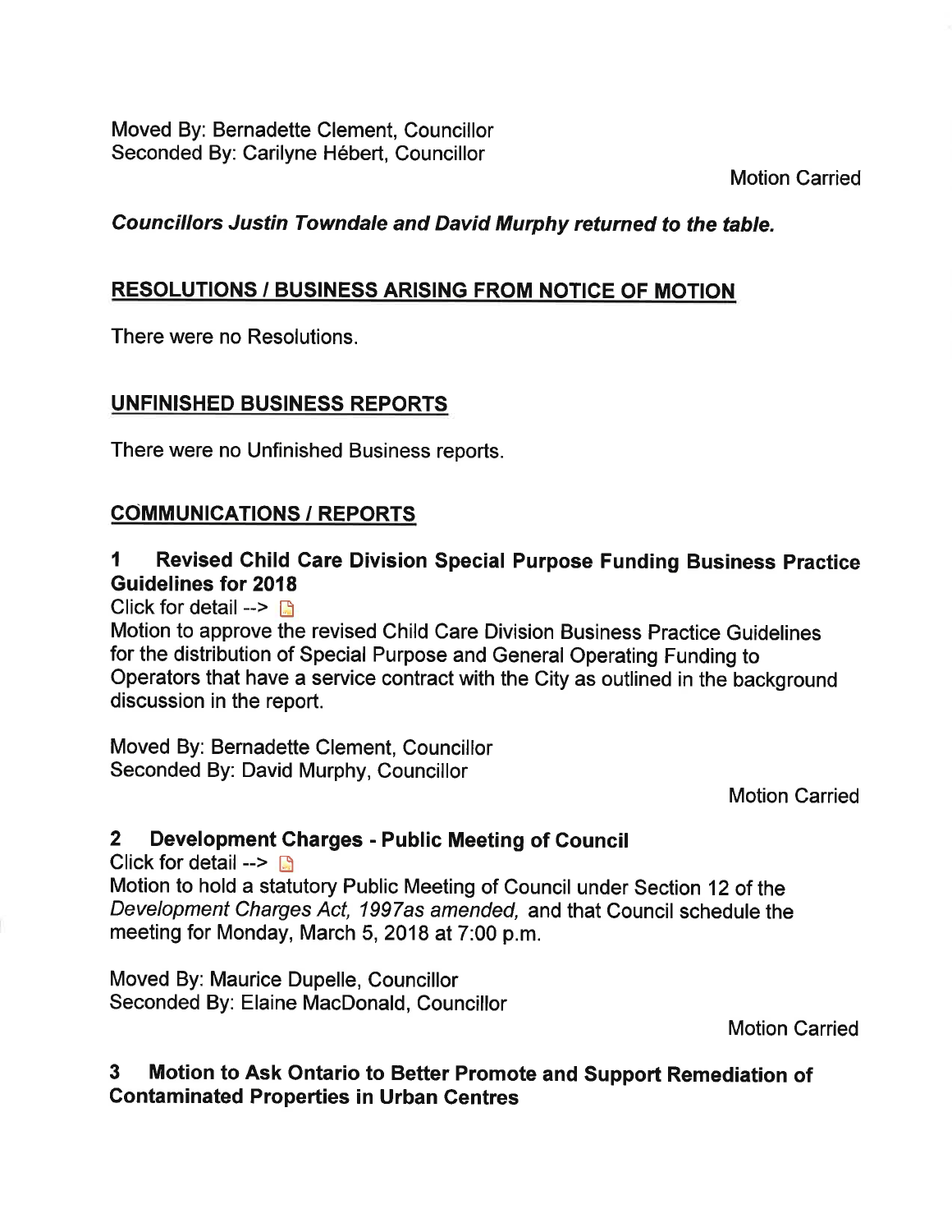Moved By: Bernadette Clement, Councillor
Seconded By: Carilyne Hébert, Councillor

Motion Carried

***Councillors Justin Towndale and David Murphy returned to the table.***

## RESOLUTIONS / BUSINESS ARISING FROM NOTICE OF MOTION

There were no Resolutions.

## UNFINISHED BUSINESS REPORTS

There were no Unfinished Business reports.

## COMMUNICATIONS / REPORTS

### 1 Revised Child Care Division Special Purpose Funding Business Practice Guidelines for 2018

Click for detail -->

Motion to approve the revised Child Care Division Business Practice Guidelines for the distribution of Special Purpose and General Operating Funding to Operators that have a service contract with the City as outlined in the background discussion in the report.

Moved By: Bernadette Clement, Councillor
Seconded By: David Murphy, Councillor

Motion Carried

### 2 Development Charges - Public Meeting of Council

Click for detail -->

Motion to hold a statutory Public Meeting of Council under Section 12 of the *Development Charges Act, 1997as amended,* and that Council schedule the meeting for Monday, March 5, 2018 at 7:00 p.m.

Moved By: Maurice Dupelle, Councillor
Seconded By: Elaine MacDonald, Councillor

Motion Carried

### 3 Motion to Ask Ontario to Better Promote and Support Remediation of Contaminated Properties in Urban Centres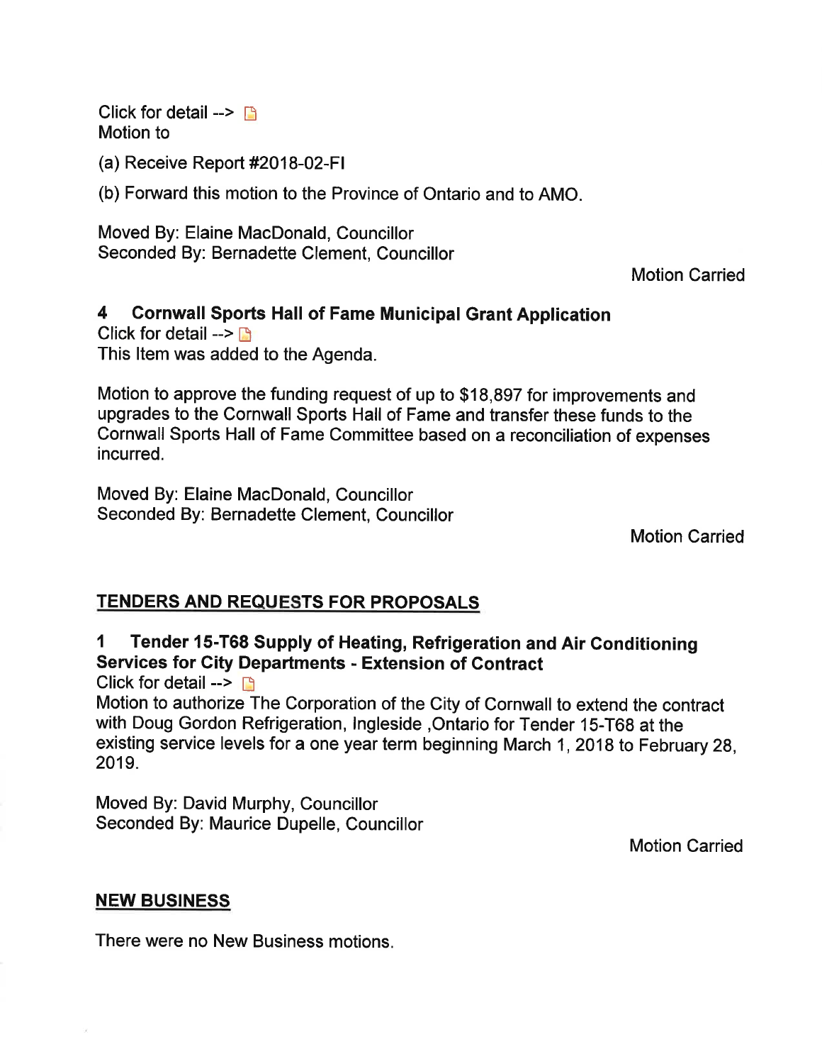Click for detail -->

Motion to

(a) Receive Report #2018-02-FI

(b) Forward this motion to the Province of Ontario and to AMO.

Moved By: Elaine MacDonald, Councillor
Seconded By: Bernadette Clement, Councillor

Motion Carried

### 4 Cornwall Sports Hall of Fame Municipal Grant Application

Click for detail -->

This Item was added to the Agenda.

Motion to approve the funding request of up to $18,897 for improvements and upgrades to the Cornwall Sports Hall of Fame and transfer these funds to the Cornwall Sports Hall of Fame Committee based on a reconciliation of expenses incurred.

Moved By: Elaine MacDonald, Councillor
Seconded By: Bernadette Clement, Councillor

Motion Carried

## TENDERS AND REQUESTS FOR PROPOSALS

### 1 Tender 15-T68 Supply of Heating, Refrigeration and Air Conditioning Services for City Departments - Extension of Contract

Click for detail -->

Motion to authorize The Corporation of the City of Cornwall to extend the contract with Doug Gordon Refrigeration, Ingleside ,Ontario for Tender 15-T68 at the existing service levels for a one year term beginning March 1, 2018 to February 28, 2019.

Moved By: David Murphy, Councillor
Seconded By: Maurice Dupelle, Councillor

Motion Carried

## NEW BUSINESS

There were no New Business motions.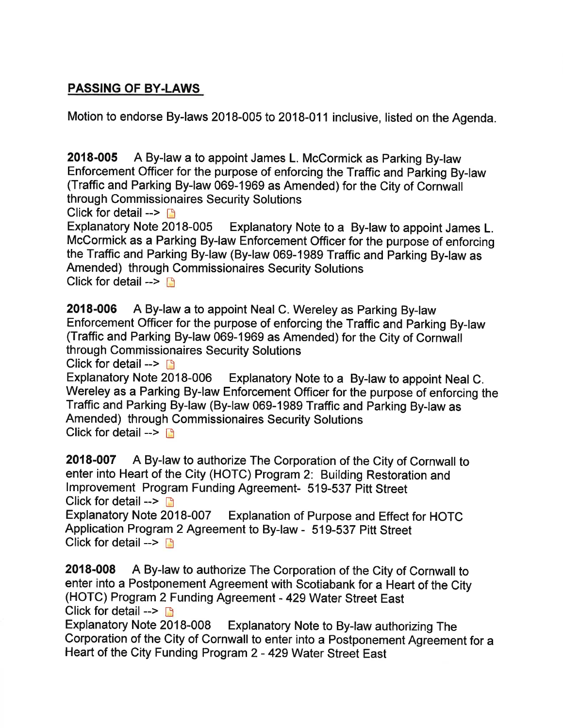## PASSING OF BY-LAWS

Motion to endorse By-laws 2018-005 to 2018-011 inclusive, listed on the Agenda.

**2018-005** A By-law a to appoint James L. McCormick as Parking By-law Enforcement Officer for the purpose of enforcing the Traffic and Parking By-law (Traffic and Parking By-law 069-1969 as Amended) for the City of Cornwall through Commissionaires Security Solutions
Click for detail -->
Explanatory Note 2018-005 Explanatory Note to a By-law to appoint James L. McCormick as a Parking By-law Enforcement Officer for the purpose of enforcing the Traffic and Parking By-law (By-law 069-1989 Traffic and Parking By-law as Amended) through Commissionaires Security Solutions
Click for detail -->

**2018-006** A By-law a to appoint Neal C. Wereley as Parking By-law Enforcement Officer for the purpose of enforcing the Traffic and Parking By-law (Traffic and Parking By-law 069-1969 as Amended) for the City of Cornwall through Commissionaires Security Solutions
Click for detail -->
Explanatory Note 2018-006 Explanatory Note to a By-law to appoint Neal C. Wereley as a Parking By-law Enforcement Officer for the purpose of enforcing the Traffic and Parking By-law (By-law 069-1989 Traffic and Parking By-law as Amended) through Commissionaires Security Solutions
Click for detail -->

**2018-007** A By-law to authorize The Corporation of the City of Cornwall to enter into Heart of the City (HOTC) Program 2: Building Restoration and Improvement Program Funding Agreement- 519-537 Pitt Street
Click for detail -->
Explanatory Note 2018-007 Explanation of Purpose and Effect for HOTC Application Program 2 Agreement to By-law - 519-537 Pitt Street
Click for detail -->

**2018-008** A By-law to authorize The Corporation of the City of Cornwall to enter into a Postponement Agreement with Scotiabank for a Heart of the City (HOTC) Program 2 Funding Agreement - 429 Water Street East
Click for detail -->
Explanatory Note 2018-008 Explanatory Note to By-law authorizing The Corporation of the City of Cornwall to enter into a Postponement Agreement for a Heart of the City Funding Program 2 - 429 Water Street East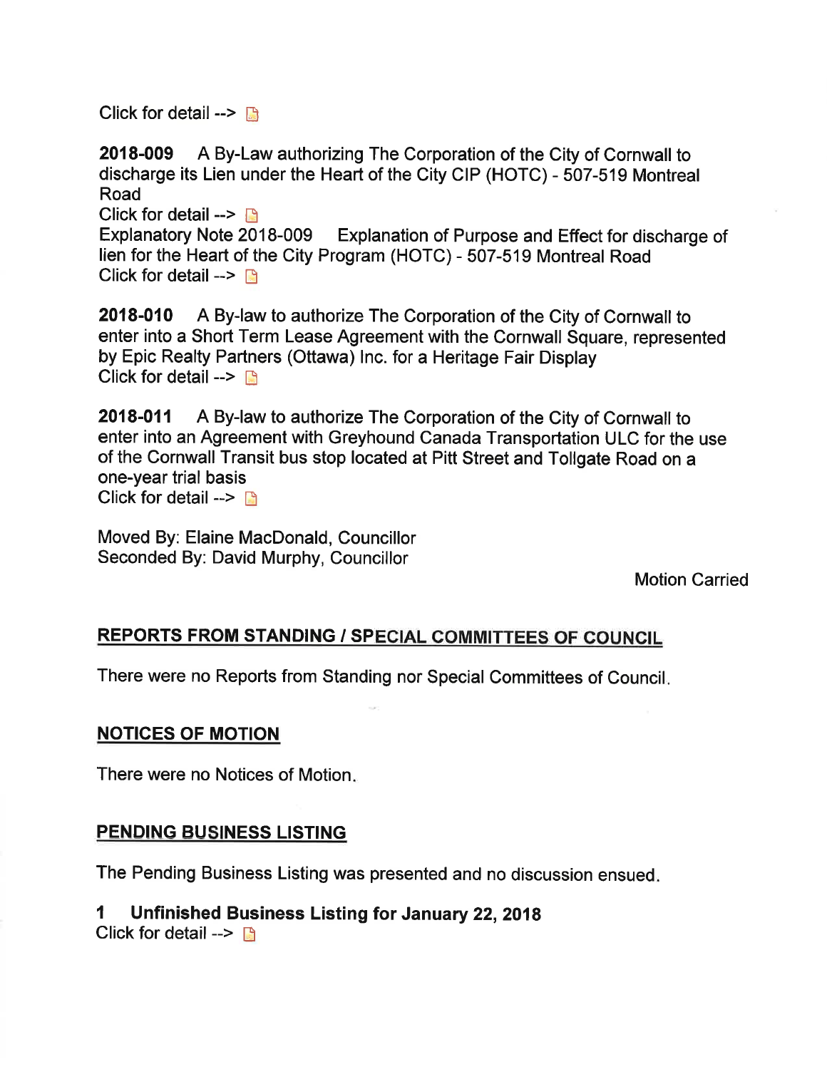Click for detail -->

**2018-009** A By-Law authorizing The Corporation of the City of Cornwall to discharge its Lien under the Heart of the City CIP (HOTC) - 507-519 Montreal Road
Click for detail -->
Explanatory Note 2018-009 Explanation of Purpose and Effect for discharge of lien for the Heart of the City Program (HOTC) - 507-519 Montreal Road
Click for detail -->

**2018-010** A By-law to authorize The Corporation of the City of Cornwall to enter into a Short Term Lease Agreement with the Cornwall Square, represented by Epic Realty Partners (Ottawa) Inc. for a Heritage Fair Display
Click for detail -->

**2018-011** A By-law to authorize The Corporation of the City of Cornwall to enter into an Agreement with Greyhound Canada Transportation ULC for the use of the Cornwall Transit bus stop located at Pitt Street and Tollgate Road on a one-year trial basis
Click for detail -->

Moved By: Elaine MacDonald, Councillor
Seconded By: David Murphy, Councillor

Motion Carried

## REPORTS FROM STANDING / SPECIAL COMMITTEES OF COUNCIL

There were no Reports from Standing nor Special Committees of Council.

## NOTICES OF MOTION

There were no Notices of Motion.

## PENDING BUSINESS LISTING

The Pending Business Listing was presented and no discussion ensued.

**1 Unfinished Business Listing for January 22, 2018**
Click for detail -->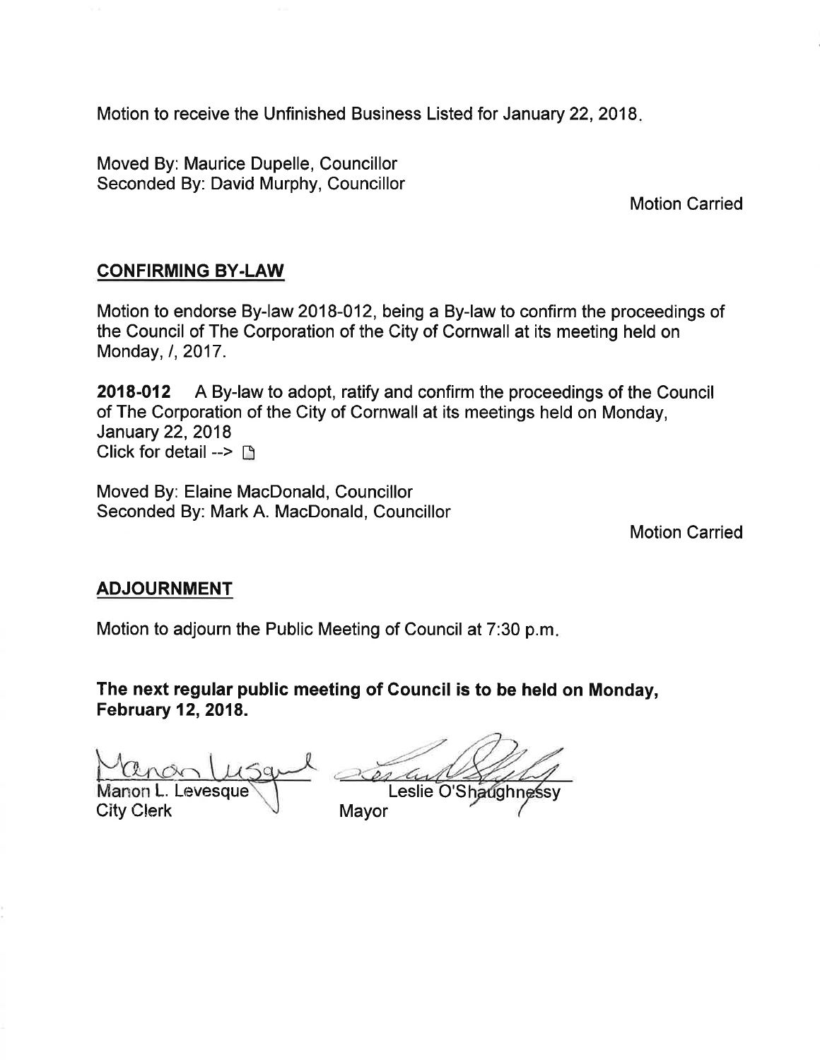Motion to receive the Unfinished Business Listed for January 22, 2018.

Moved By: Maurice Dupelle, Councillor
Seconded By: David Murphy, Councillor

Motion Carried

## CONFIRMING BY-LAW

Motion to endorse By-law 2018-012, being a By-law to confirm the proceedings of the Council of The Corporation of the City of Cornwall at its meeting held on Monday, /, 2017.

**2018-012** A By-law to adopt, ratify and confirm the proceedings of the Council of The Corporation of the City of Cornwall at its meetings held on Monday, January 22, 2018
Click for detail -->

Moved By: Elaine MacDonald, Councillor
Seconded By: Mark A. MacDonald, Councillor

Motion Carried

## ADJOURNMENT

Motion to adjourn the Public Meeting of Council at 7:30 p.m.

**The next regular public meeting of Council is to be held on Monday, February 12, 2018.**

Manon L. Levesque
City Clerk

Leslie O'Shaughnessy
Mayor